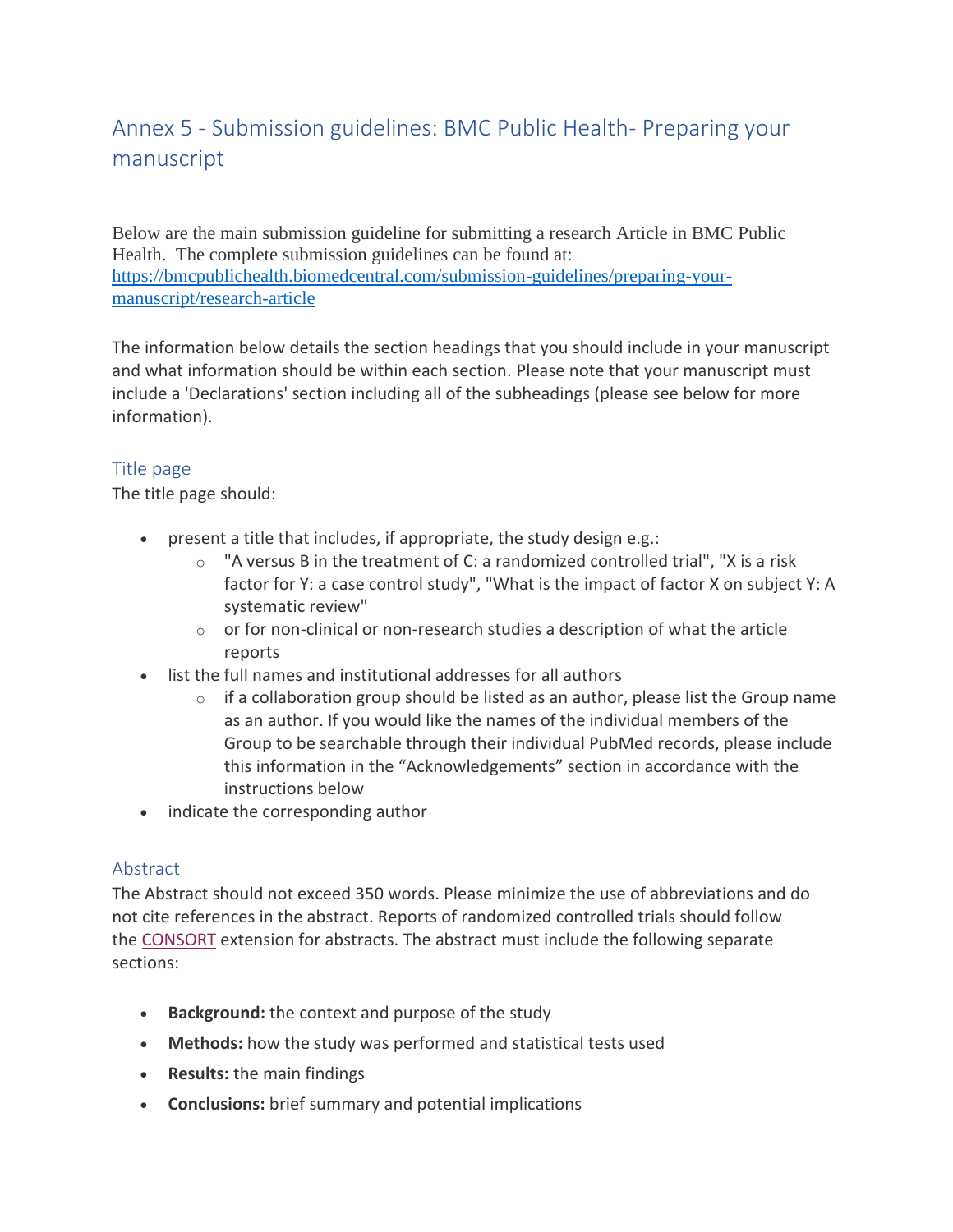# Annex 5 - Submission guidelines: BMC Public Health- Preparing your manuscript

Below are the main submission guideline for submitting a research Article in BMC Public Health. The complete submission guidelines can be found at: [https://bmcpublichealth.biomedcentral.com/submission-guidelines/preparing-your-manuscript/research-article](https://bmcpublichealth.biomedcentral.com/submission-guidelines/preparing-your-manuscript/research-article)

The information below details the section headings that you should include in your manuscript and what information should be within each section. Please note that your manuscript must include a 'Declarations' section including all of the subheadings (please see below for more information).

## Title page

The title page should:

- present a title that includes, if appropriate, the study design e.g.:
  - "A versus B in the treatment of C: a randomized controlled trial", "X is a risk factor for Y: a case control study", "What is the impact of factor X on subject Y: A systematic review"
  - or for non-clinical or non-research studies a description of what the article reports
- list the full names and institutional addresses for all authors
  - if a collaboration group should be listed as an author, please list the Group name as an author. If you would like the names of the individual members of the Group to be searchable through their individual PubMed records, please include this information in the "Acknowledgements" section in accordance with the instructions below
- indicate the corresponding author

## Abstract

The Abstract should not exceed 350 words. Please minimize the use of abbreviations and do not cite references in the abstract. Reports of randomized controlled trials should follow the CONSORT extension for abstracts. The abstract must include the following separate sections:

- **Background:** the context and purpose of the study
- **Methods:** how the study was performed and statistical tests used
- **Results:** the main findings
- **Conclusions:** brief summary and potential implications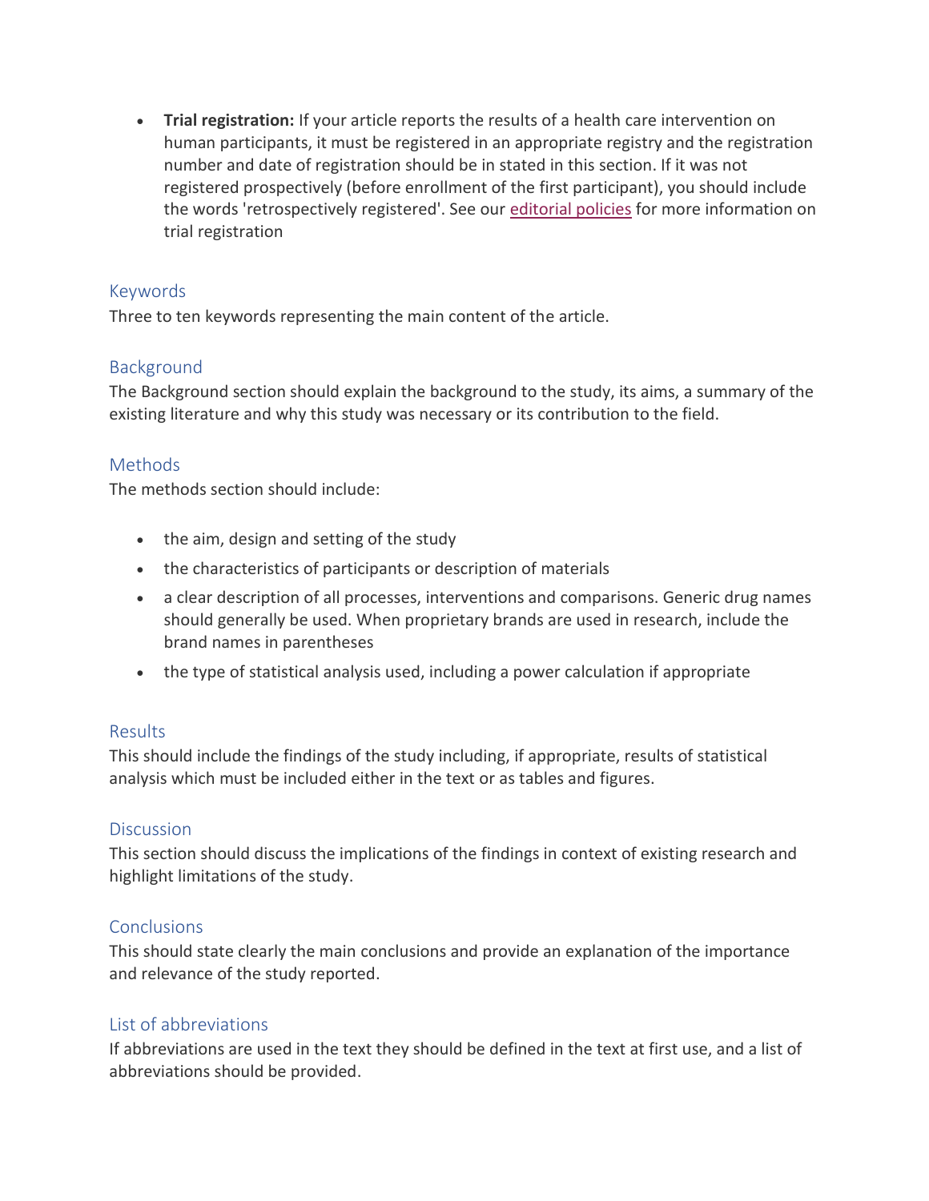- **Trial registration:** If your article reports the results of a health care intervention on human participants, it must be registered in an appropriate registry and the registration number and date of registration should be in stated in this section. If it was not registered prospectively (before enrollment of the first participant), you should include the words 'retrospectively registered'. See our editorial policies for more information on trial registration

## Keywords

Three to ten keywords representing the main content of the article.

## Background

The Background section should explain the background to the study, its aims, a summary of the existing literature and why this study was necessary or its contribution to the field.

## Methods

The methods section should include:

- the aim, design and setting of the study
- the characteristics of participants or description of materials
- a clear description of all processes, interventions and comparisons. Generic drug names should generally be used. When proprietary brands are used in research, include the brand names in parentheses
- the type of statistical analysis used, including a power calculation if appropriate

## Results

This should include the findings of the study including, if appropriate, results of statistical analysis which must be included either in the text or as tables and figures.

## Discussion

This section should discuss the implications of the findings in context of existing research and highlight limitations of the study.

## Conclusions

This should state clearly the main conclusions and provide an explanation of the importance and relevance of the study reported.

## List of abbreviations

If abbreviations are used in the text they should be defined in the text at first use, and a list of abbreviations should be provided.